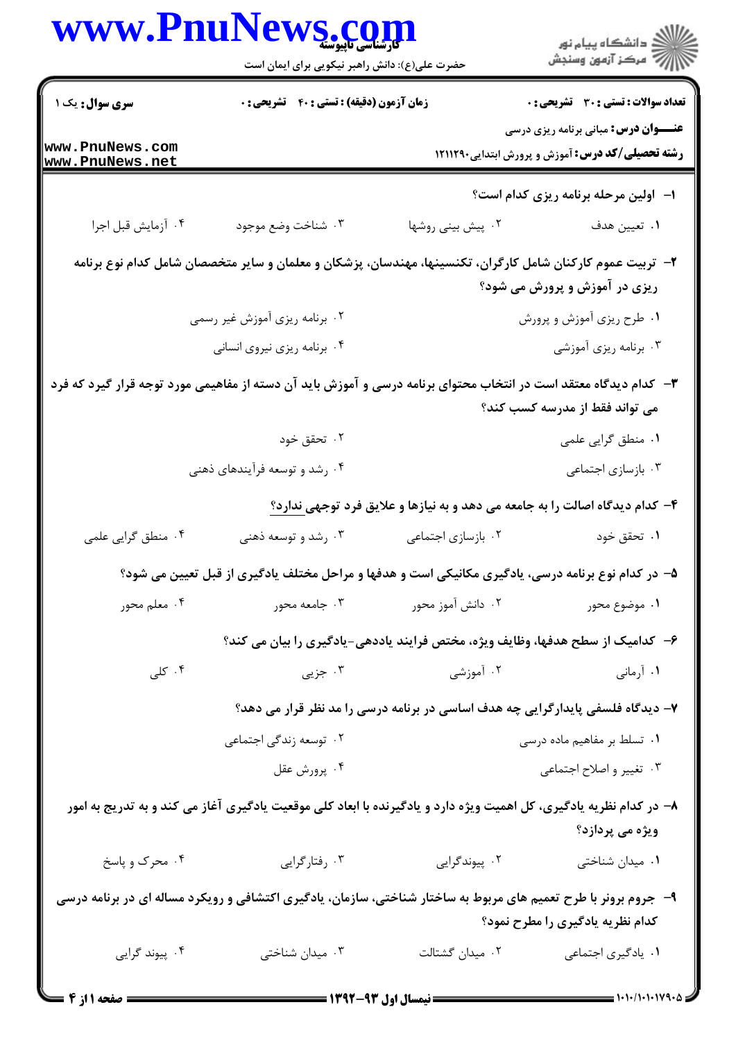**سری سوال:** یک ۱

**زمان آزمون (دقیقه) : تستی : ۴۰ تشریحی : ۰**

**تعداد سوالات : تستی : ۳۰ تشریحی : ۰**

**عنـــوان درس:** مبانی برنامه ریزی درسی

**رشته تحصیلی/کد درس:** آموزش و پرورش ابتدایی۱۲۱۱۲۹۰

**۱- اولین مرحله برنامه ریزی کدام است؟**

۱. تعیین هدف
۲. پیش بینی روشها
۳. شناخت وضع موجود
۴. آزمایش قبل اجرا

**۲- تربیت عموم کارکنان شامل کارگران، تکنسینها، مهندسان، پزشکان و معلمان و سایر متخصصان شامل کدام نوع برنامه ریزی در آموزش و پرورش می شود؟**

۱. طرح ریزی آموزش و پرورش
۲. برنامه ریزی آموزش غیر رسمی
۳. برنامه ریزی آموزشی
۴. برنامه ریزی نیروی انسانی

**۳- کدام دیدگاه معتقد است در انتخاب محتوای برنامه درسی و آموزش باید آن دسته از مفاهیمی مورد توجه قرار گیرد که فرد می تواند فقط از مدرسه کسب کند؟**

۱. منطق گرایی علمی
۲. تحقق خود
۳. بازسازی اجتماعی
۴. رشد و توسعه فرآیندهای ذهنی

**۴- کدام دیدگاه اصالت را به جامعه می دهد و به نیازها و علایق فرد توجهی ندارد؟**

۱. تحقق خود
۲. بازسازی اجتماعی
۳. رشد و توسعه ذهنی
۴. منطق گرایی علمی

**۵- در کدام نوع برنامه درسی، یادگیری مکانیکی است و هدفها و مراحل مختلف یادگیری از قبل تعیین می شود؟**

۱. موضوع محور
۲. دانش آموز محور
۳. جامعه محور
۴. معلم محور

**۶- کدامیک از سطح هدفها، وظایف ویژه، مختص فرایند یاددهی-یادگیری را بیان می کند؟**

۱. آرمانی
۲. آموزشی
۳. جزیی
۴. کلی

**۷- دیدگاه فلسفی پایدارگرایی چه هدف اساسی در برنامه درسی را مد نظر قرار می دهد؟**

۱. تسلط بر مفاهیم ماده درسی
۲. توسعه زندگی اجتماعی
۳. تغییر و اصلاح اجتماعی
۴. پرورش عقل

**۸- در کدام نظریه یادگیری، کل اهمیت ویژه دارد و یادگیرنده با ابعاد کلی موقعیت یادگیری آغاز می کند و به تدریج به امور ویژه می پردازد؟**

۱. میدان شناختی
۲. پیوندگرایی
۳. رفتارگرایی
۴. محرک و پاسخ

**۹- جروم برونر با طرح تعمیم های مربوط به ساختار شناختی، سازمان، یادگیری اکتشافی و رویکرد مساله ای در برنامه درسی کدام نظریه یادگیری را مطرح نمود؟**

۱. یادگیری اجتماعی
۲. میدان گشتالت
۳. میدان شناختی
۴. پیوند گرایی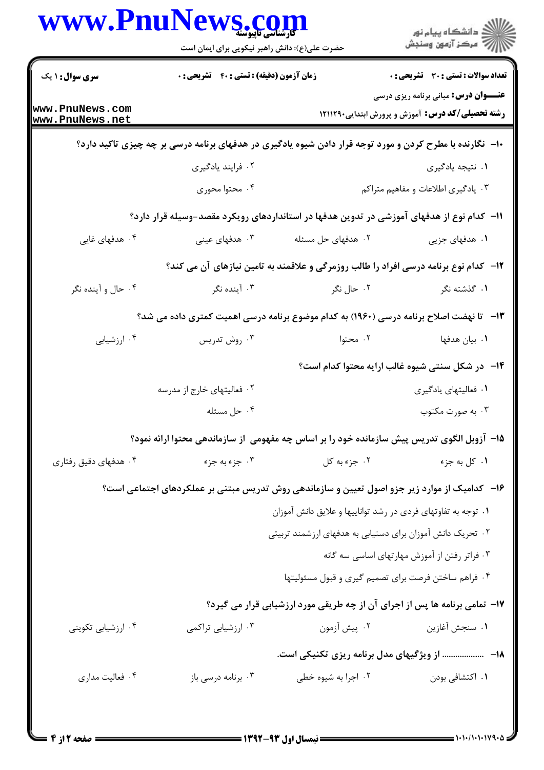**سری سوال:** ۱ یک | **زمان آزمون (دقیقه) : تستی : ۴۰ تشریحی : ۰** | **تعداد سوالات : تستی : ۳۰ تشریحی : ۰**

**عنـــوان درس:** مبانی برنامه ریزی درسی

**رشته تحصیلی/کد درس:** آموزش و پرورش ابتدایی۱۲۱۱۲۹۰

**۱۰-** نگارنده با مطرح کردن و مورد توجه قرار دادن شیوه یادگیری در هدفهای برنامه درسی بر چه چیزی تاکید دارد؟

۱. نتیجه یادگیری

۲. فرایند یادگیری

۳. یادگیری اطلاعات و مفاهیم متراکم

۴. محتوا محوری

**۱۱-** کدام نوع از هدفهای آموزشی در تدوین هدفها در استانداردهای رویکرد مقصد-وسیله قرار دارد؟

۱. هدفهای جزیی

۲. هدفهای حل مسئله

۳. هدفهای عینی

۴. هدفهای غایی

**۱۲-** کدام نوع برنامه درسی افراد را طالب روزمرگی و علاقمند به تامین نیازهای آن می کند؟

۱. گذشته نگر

۲. حال نگر

۳. آینده نگر

۴. حال و آینده نگر

**۱۳-** تا نهضت اصلاح برنامه درسی (۱۹۶۰) به کدام موضوع برنامه درسی اهمیت کمتری داده می شد؟

۱. بیان هدفها

۲. محتوا

۳. روش تدریس

۴. ارزشیابی

**۱۴-** در شکل سنتی شیوه غالب ارایه محتوا کدام است؟

۱. فعالیتهای یادگیری

۲. فعالیتهای خارج از مدرسه

۳. به صورت مکتوب

۴. حل مسئله

**۱۵-** آزوبل الگوی تدریس پیش سازمانده خود را بر اساس چه مفهومی از سازماندهی محتوا ارائه نمود؟

۱. کل به جزء

۲. جزء به کل

۳. جزء به جزء

۴. هدفهای دقیق رفتاری

**۱۶-** کدامیک از موارد زیر جزو اصول تعیین و سازماندهی روش تدریس مبتنی بر عملکردهای اجتماعی است؟

۱. توجه به تفاوتهای فردی در رشد تواناییها و علایق دانش آموزان

۲. تحریک دانش آموزان برای دستیابی به هدفهای ارزشمند تربیتی

۳. فراتر رفتن از آموزش مهارتهای اساسی سه گانه

۴. فراهم ساختن فرصت برای تصمیم گیری و قبول مسئولیتها

**۱۷-** تمامی برنامه ها پس از اجرای آن از چه طریقی مورد ارزشیابی قرار می گیرد؟

۱. سنجش آغازین

۲. پیش آزمون

۳. ارزشیابی تراکمی

۴. ارزشیابی تکوینی

**۱۸-** .................. از ویژگیهای مدل برنامه ریزی تکنیکی است.

۱. اکتشافی بودن

۲. اجرا به شیوه خطی

۳. برنامه درسی باز

۴. فعالیت مداری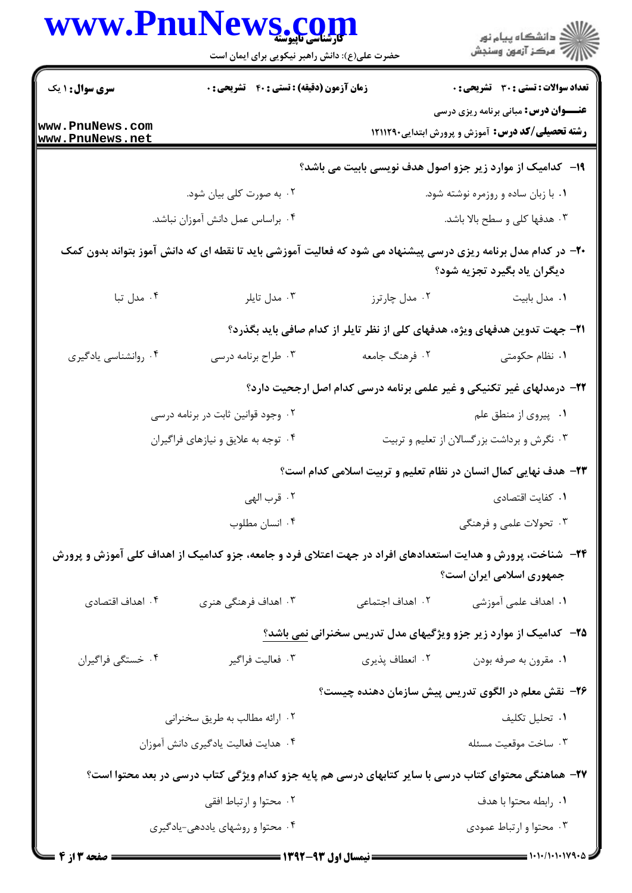۱۹- کدامیک از موارد زیر جزو اصول هدف نویسی بابیت می باشد؟

۱. با زبان ساده و روزمره نوشته شود.

۲. به صورت کلی بیان شود.

۳. هدفها کلی و سطح بالا باشد.

۴. براساس عمل دانش آموزان نباشد.

۲۰- در کدام مدل برنامه ریزی درسی پیشنهاد می شود که فعالیت آموزشی باید تا نقطه ای که دانش آموز بتواند بدون کمک دیگران یاد بگیرد تجزیه شود؟

۱. مدل بابیت

۲. مدل چارترز

۳. مدل تایلر

۴. مدل تبا

۲۱- جهت تدوین هدفهای ویژه، هدفهای کلی از نظر تایلر از کدام صافی باید بگذرد؟

۱. نظام حکومتی

۲. فرهنگ جامعه

۳. طراح برنامه درسی

۴. روانشناسی یادگیری

۲۲- درمدلهای غیر تکنیکی و غیر علمی برنامه درسی کدام اصل ارجحیت دارد؟

۱. پیروی از منطق علم

۲. وجود قوانین ثابت در برنامه درسی

۳. نگرش و برداشت بزرگسالان از تعلیم و تربیت

۴. توجه به علایق و نیازهای فراگیران

۲۳- هدف نهایی کمال انسان در نظام تعلیم و تربیت اسلامی کدام است؟

۱. کفایت اقتصادی

۲. قرب الهی

۳. تحولات علمی و فرهنگی

۴. انسان مطلوب

۲۴- شناخت، پرورش و هدایت استعدادهای افراد در جهت اعتلای فرد و جامعه، جزو کدامیک از اهداف کلی آموزش و پرورش جمهوری اسلامی ایران است؟

۱. اهداف علمی آموزشی

۲. اهداف اجتماعی

۳. اهداف فرهنگی هنری

۴. اهداف اقتصادی

۲۵- کدامیک از موارد زیر جزو ویژگیهای مدل تدریس سخنرانی نمی باشد؟

۱. مقرون به صرفه بودن

۲. انعطاف پذیری

۳. فعالیت فراگیر

۴. خستگی فراگیران

۲۶- نقش معلم در الگوی تدریس پیش سازمان دهنده چیست؟

۱. تحلیل تکلیف

۲. ارائه مطالب به طریق سخنرانی

۳. ساخت موقعیت مسئله

۴. هدایت فعالیت یادگیری دانش آموزان

۲۷- هماهنگی محتوای کتاب درسی با سایر کتابهای درسی هم پایه جزو کدام ویژگی کتاب درسی در بعد محتوا است؟

۱. رابطه محتوا با هدف

۲. محتوا و ارتباط افقی

۳. محتوا و ارتباط عمودی

۴. محتوا و روشهای یاددهی-یادگیری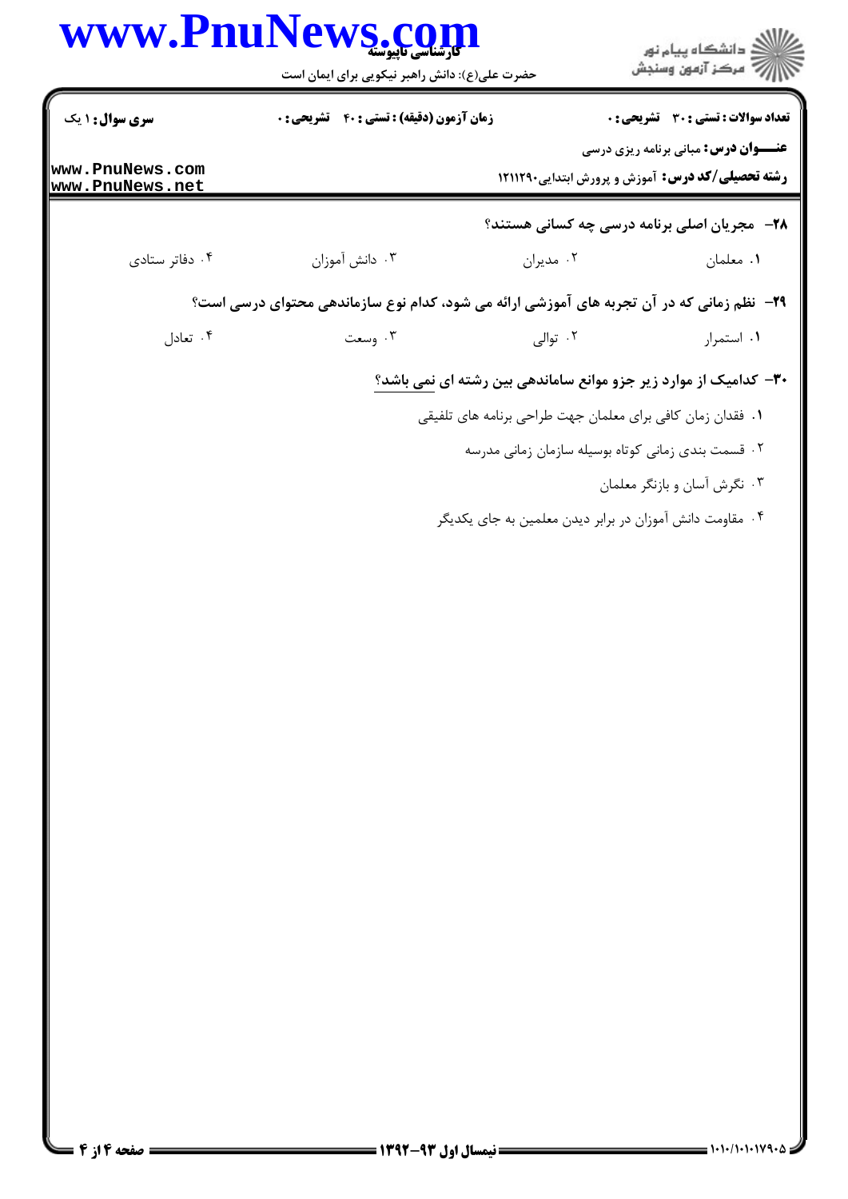**۲۸- مجریان اصلی برنامه درسی چه کسانی هستند؟**

۱. معلمان ۲. مدیران ۳. دانش آموزان ۴. دفاتر ستادی

**۲۹- نظم زمانی که در آن تجربه های آموزشی ارائه می شود، کدام نوع سازماندهی محتوای درسی است؟**

۱. استمرار ۲. توالی ۳. وسعت ۴. تعادل

**۳۰- کدامیک از موارد زیر جزو موانع ساماندهی بین رشته ای نمی باشد؟**

۱. فقدان زمان کافی برای معلمان جهت طراحی برنامه های تلفیقی

۲. قسمت بندی زمانی کوتاه بوسیله سازمان زمانی مدرسه

۳. نگرش آسان و بازنگر معلمان

۴. مقاومت دانش آموزان در برابر دیدن معلمین به جای یکدیگر